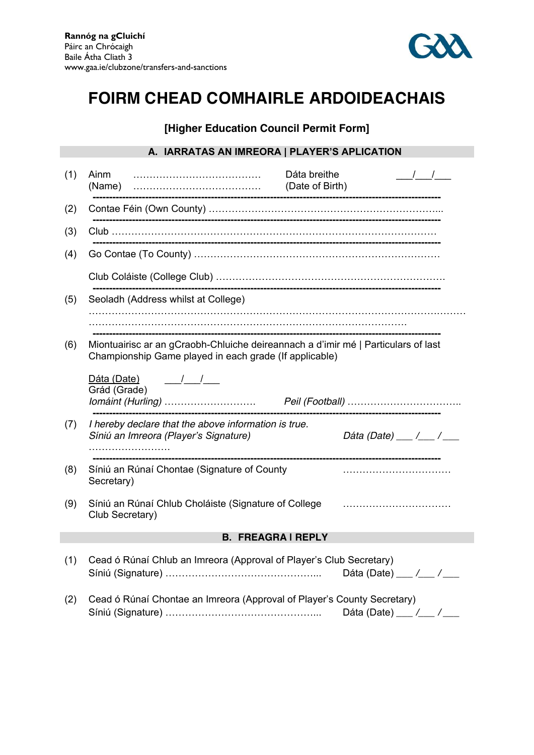**Rannóg na gCluichí**
Páirc an Chrócaigh
Baile Átha Cliath 3
www.gaa.ie/clubzone/transfers-and-sanctions

# FOIRM CHEAD COMHAIRLE ARDOIDEACHAIS

### [Higher Education Council Permit Form]

## A. IARRATAS AN IMREORA | PLAYER'S APLICATION

(1) Ainm (Name) ………………………………… Dáta breithe (Date of Birth) ___/___/___

---

(2) Contae Féin (Own County) ……………………………………………………………...

---

(3) Club …………………………………………………………………………………

---

(4) Go Contae (To County) …………………………………………………………………

Club Coláiste (College Club) ……………………………………………………………….

---

(5) Seoladh (Address whilst at College)

…………………………………………………………………………………………………………

………………………………………………………………………………………

---

(6) Miontuairisc ar an gCraobh-Chluiche deireannach a d'imir mé | Particulars of last Championship Game played in each grade (If applicable)

Dáta (Date) ___/___/___
Grád (Grade)
*Iomáint (Hurling)* ……………………… *Peil (Football)* ……………………………..

---

(7) *I hereby declare that the above information is true.*
*Síniú an Imreora (Player's Signature)* *Dáta (Date)* ___ /___ /___
……………………

---

(8) Síniú an Rúnaí Chontae (Signature of County Secretary) ……………………………

(9) Síniú an Rúnaí Chlub Choláiste (Signature of College Club Secretary) ……………………………

## B. FREAGRA I REPLY

(1) Cead ó Rúnaí Chlub an Imreora (Approval of Player's Club Secretary)
Síniú (Signature) ……………………………………….. Dáta (Date) ___ /___ /___

(2) Cead ó Rúnaí Chontae an Imreora (Approval of Player's County Secretary)
Síniú (Signature) ……………………………………….. Dáta (Date) ___ /___ /___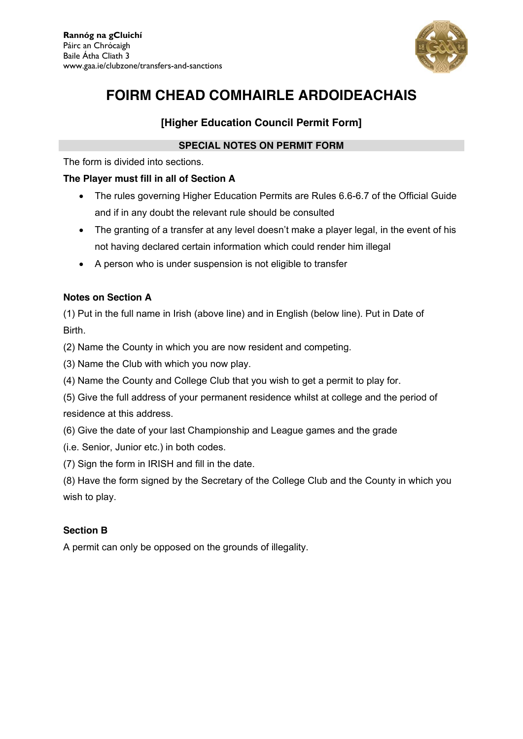**Rannóg na gCluichí**
Páirc an Chrócaigh
Baile Átha Cliath 3
www.gaa.ie/clubzone/transfers-and-sanctions

# FOIRM CHEAD COMHAIRLE ARDOIDEACHAIS

## [Higher Education Council Permit Form]

### SPECIAL NOTES ON PERMIT FORM

The form is divided into sections.

**The Player must fill in all of Section A**

- The rules governing Higher Education Permits are Rules 6.6-6.7 of the Official Guide and if in any doubt the relevant rule should be consulted
- The granting of a transfer at any level doesn't make a player legal, in the event of his not having declared certain information which could render him illegal
- A person who is under suspension is not eligible to transfer

**Notes on Section A**

(1) Put in the full name in Irish (above line) and in English (below line). Put in Date of Birth.

(2) Name the County in which you are now resident and competing.

(3) Name the Club with which you now play.

(4) Name the County and College Club that you wish to get a permit to play for.

(5) Give the full address of your permanent residence whilst at college and the period of residence at this address.

(6) Give the date of your last Championship and League games and the grade (i.e. Senior, Junior etc.) in both codes.

(7) Sign the form in IRISH and fill in the date.

(8) Have the form signed by the Secretary of the College Club and the County in which you wish to play.

**Section B**

A permit can only be opposed on the grounds of illegality.